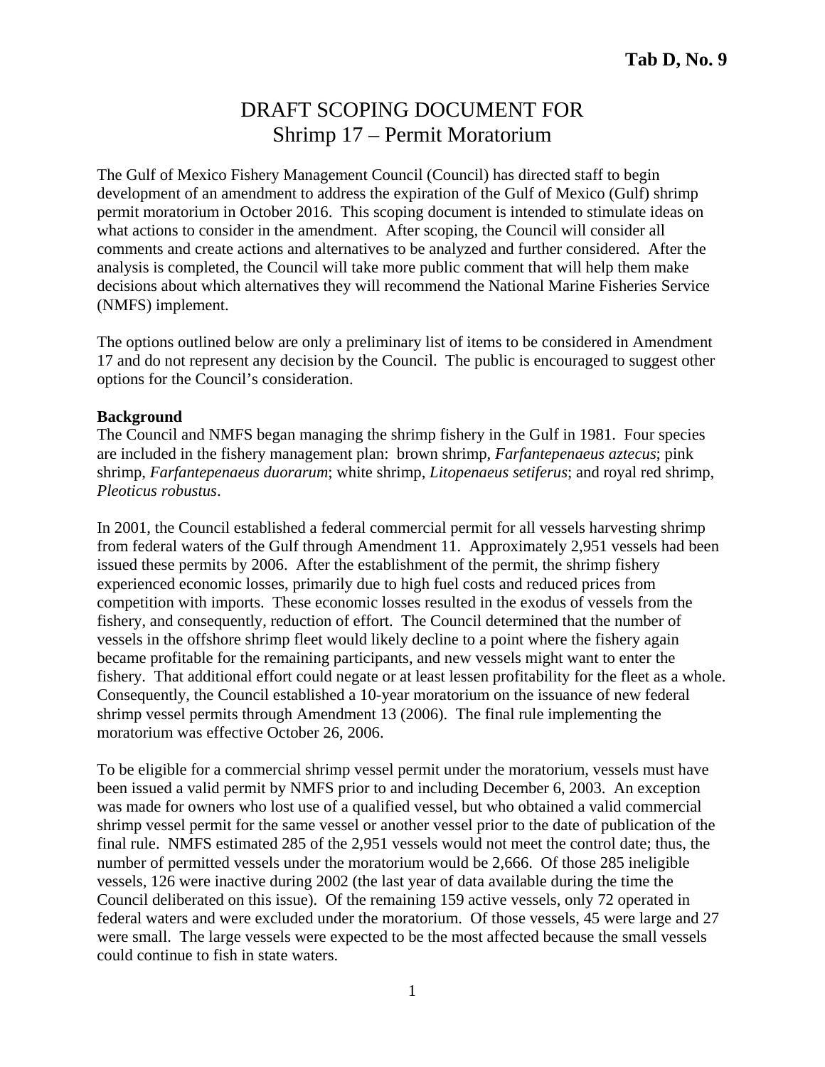**Tab D, No. 9**

# DRAFT SCOPING DOCUMENT FOR Shrimp 17 – Permit Moratorium

The Gulf of Mexico Fishery Management Council (Council) has directed staff to begin development of an amendment to address the expiration of the Gulf of Mexico (Gulf) shrimp permit moratorium in October 2016. This scoping document is intended to stimulate ideas on what actions to consider in the amendment. After scoping, the Council will consider all comments and create actions and alternatives to be analyzed and further considered. After the analysis is completed, the Council will take more public comment that will help them make decisions about which alternatives they will recommend the National Marine Fisheries Service (NMFS) implement.

The options outlined below are only a preliminary list of items to be considered in Amendment 17 and do not represent any decision by the Council. The public is encouraged to suggest other options for the Council's consideration.

**Background**

The Council and NMFS began managing the shrimp fishery in the Gulf in 1981. Four species are included in the fishery management plan: brown shrimp, *Farfantepenaeus aztecus*; pink shrimp, *Farfantepenaeus duorarum*; white shrimp, *Litopenaeus setiferus*; and royal red shrimp, *Pleoticus robustus*.

In 2001, the Council established a federal commercial permit for all vessels harvesting shrimp from federal waters of the Gulf through Amendment 11. Approximately 2,951 vessels had been issued these permits by 2006. After the establishment of the permit, the shrimp fishery experienced economic losses, primarily due to high fuel costs and reduced prices from competition with imports. These economic losses resulted in the exodus of vessels from the fishery, and consequently, reduction of effort. The Council determined that the number of vessels in the offshore shrimp fleet would likely decline to a point where the fishery again became profitable for the remaining participants, and new vessels might want to enter the fishery. That additional effort could negate or at least lessen profitability for the fleet as a whole. Consequently, the Council established a 10-year moratorium on the issuance of new federal shrimp vessel permits through Amendment 13 (2006). The final rule implementing the moratorium was effective October 26, 2006.

To be eligible for a commercial shrimp vessel permit under the moratorium, vessels must have been issued a valid permit by NMFS prior to and including December 6, 2003. An exception was made for owners who lost use of a qualified vessel, but who obtained a valid commercial shrimp vessel permit for the same vessel or another vessel prior to the date of publication of the final rule. NMFS estimated 285 of the 2,951 vessels would not meet the control date; thus, the number of permitted vessels under the moratorium would be 2,666. Of those 285 ineligible vessels, 126 were inactive during 2002 (the last year of data available during the time the Council deliberated on this issue). Of the remaining 159 active vessels, only 72 operated in federal waters and were excluded under the moratorium. Of those vessels, 45 were large and 27 were small. The large vessels were expected to be the most affected because the small vessels could continue to fish in state waters.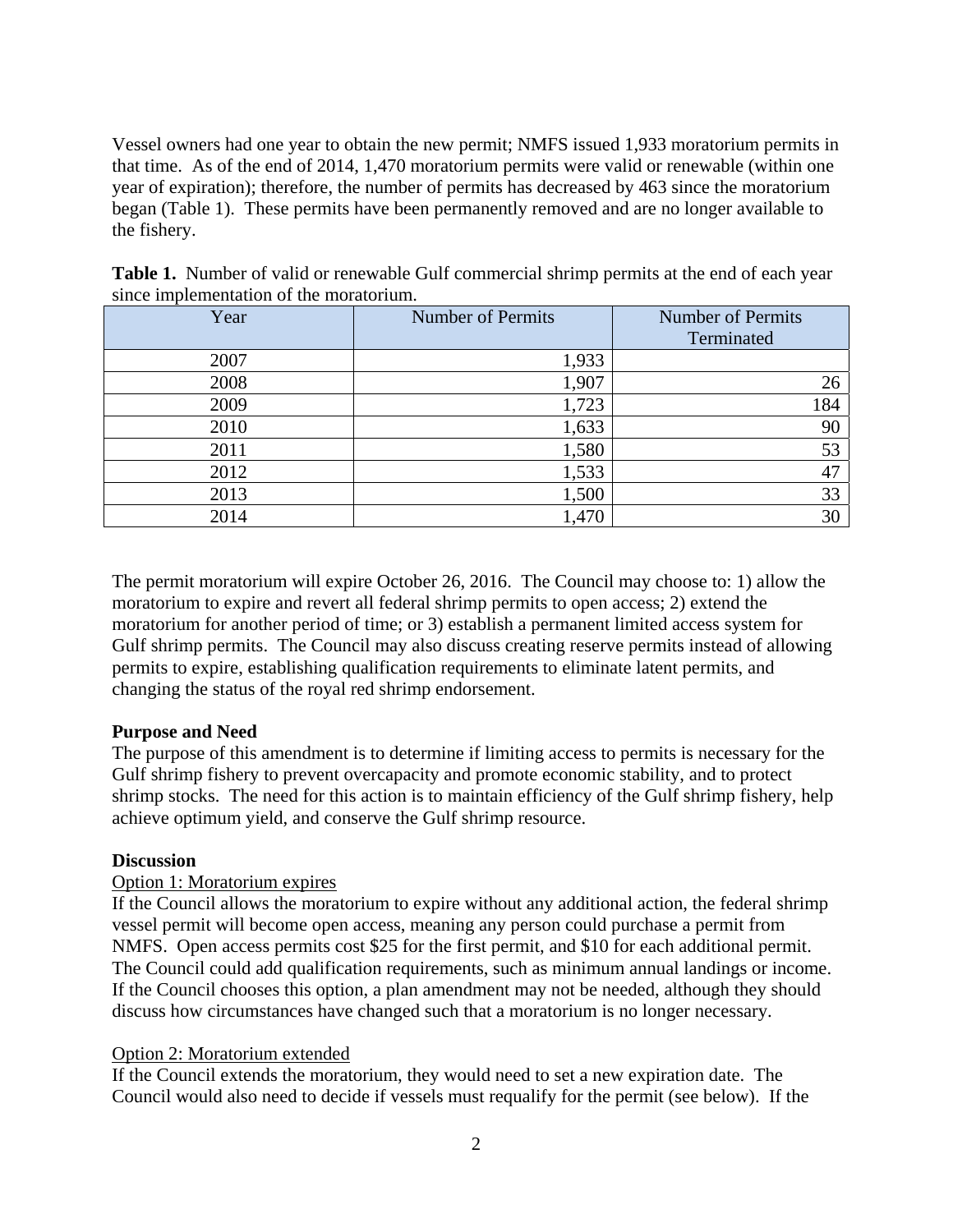Vessel owners had one year to obtain the new permit; NMFS issued 1,933 moratorium permits in that time. As of the end of 2014, 1,470 moratorium permits were valid or renewable (within one year of expiration); therefore, the number of permits has decreased by 463 since the moratorium began (Table 1). These permits have been permanently removed and are no longer available to the fishery.

**Table 1.** Number of valid or renewable Gulf commercial shrimp permits at the end of each year since implementation of the moratorium.

| Year | Number of Permits | Number of Permits Terminated |
| --- | --- | --- |
| 2007 | 1,933 | |
| 2008 | 1,907 | 26 |
| 2009 | 1,723 | 184 |
| 2010 | 1,633 | 90 |
| 2011 | 1,580 | 53 |
| 2012 | 1,533 | 47 |
| 2013 | 1,500 | 33 |
| 2014 | 1,470 | 30 |

The permit moratorium will expire October 26, 2016. The Council may choose to: 1) allow the moratorium to expire and revert all federal shrimp permits to open access; 2) extend the moratorium for another period of time; or 3) establish a permanent limited access system for Gulf shrimp permits. The Council may also discuss creating reserve permits instead of allowing permits to expire, establishing qualification requirements to eliminate latent permits, and changing the status of the royal red shrimp endorsement.

**Purpose and Need**

The purpose of this amendment is to determine if limiting access to permits is necessary for the Gulf shrimp fishery to prevent overcapacity and promote economic stability, and to protect shrimp stocks. The need for this action is to maintain efficiency of the Gulf shrimp fishery, help achieve optimum yield, and conserve the Gulf shrimp resource.

**Discussion**

Option 1: Moratorium expires

If the Council allows the moratorium to expire without any additional action, the federal shrimp vessel permit will become open access, meaning any person could purchase a permit from NMFS. Open access permits cost $25 for the first permit, and $10 for each additional permit. The Council could add qualification requirements, such as minimum annual landings or income. If the Council chooses this option, a plan amendment may not be needed, although they should discuss how circumstances have changed such that a moratorium is no longer necessary.

Option 2: Moratorium extended

If the Council extends the moratorium, they would need to set a new expiration date. The Council would also need to decide if vessels must requalify for the permit (see below). If the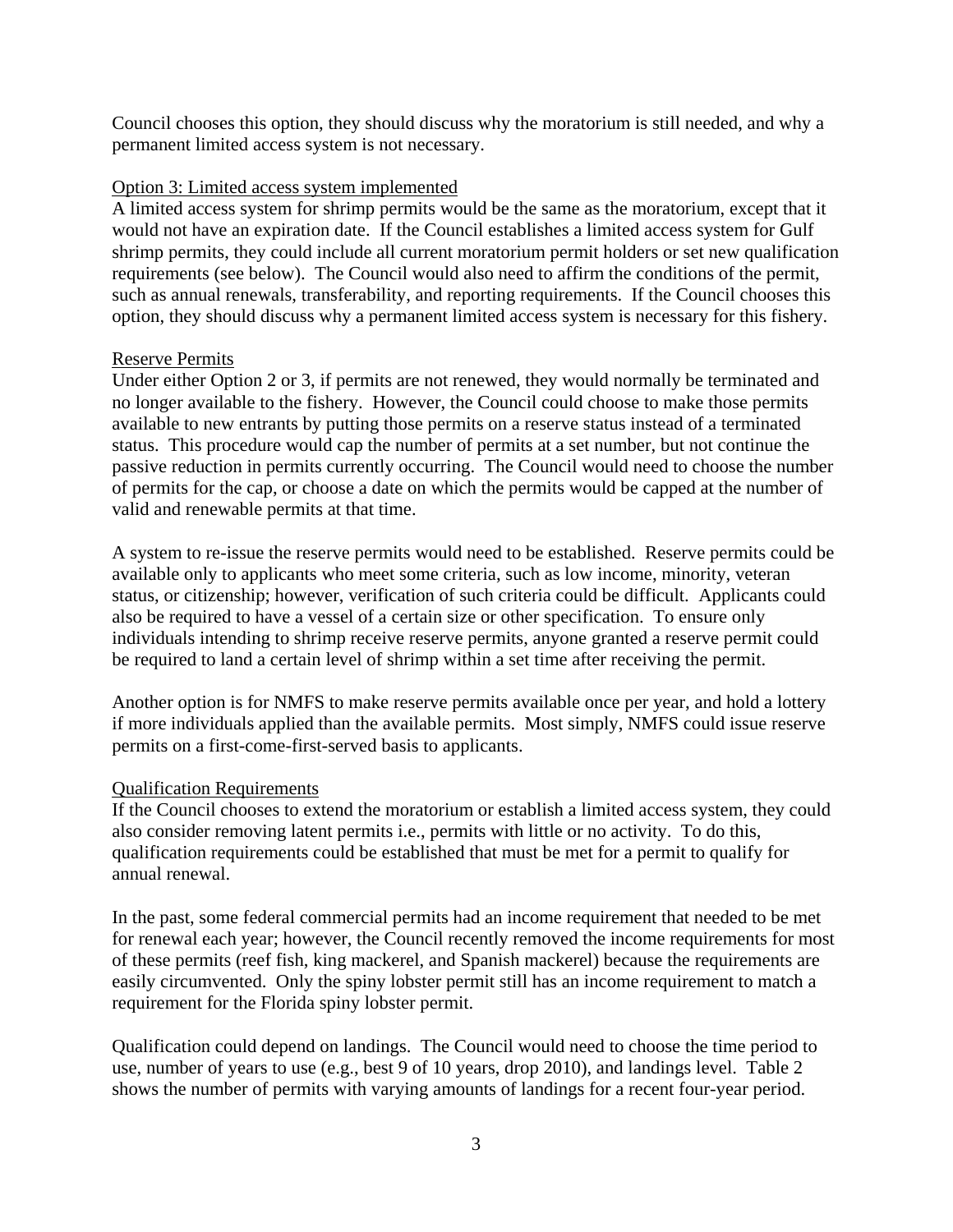Council chooses this option, they should discuss why the moratorium is still needed, and why a permanent limited access system is not necessary.

Option 3: Limited access system implemented

A limited access system for shrimp permits would be the same as the moratorium, except that it would not have an expiration date. If the Council establishes a limited access system for Gulf shrimp permits, they could include all current moratorium permit holders or set new qualification requirements (see below). The Council would also need to affirm the conditions of the permit, such as annual renewals, transferability, and reporting requirements. If the Council chooses this option, they should discuss why a permanent limited access system is necessary for this fishery.

Reserve Permits

Under either Option 2 or 3, if permits are not renewed, they would normally be terminated and no longer available to the fishery. However, the Council could choose to make those permits available to new entrants by putting those permits on a reserve status instead of a terminated status. This procedure would cap the number of permits at a set number, but not continue the passive reduction in permits currently occurring. The Council would need to choose the number of permits for the cap, or choose a date on which the permits would be capped at the number of valid and renewable permits at that time.

A system to re-issue the reserve permits would need to be established. Reserve permits could be available only to applicants who meet some criteria, such as low income, minority, veteran status, or citizenship; however, verification of such criteria could be difficult. Applicants could also be required to have a vessel of a certain size or other specification. To ensure only individuals intending to shrimp receive reserve permits, anyone granted a reserve permit could be required to land a certain level of shrimp within a set time after receiving the permit.

Another option is for NMFS to make reserve permits available once per year, and hold a lottery if more individuals applied than the available permits. Most simply, NMFS could issue reserve permits on a first-come-first-served basis to applicants.

Qualification Requirements

If the Council chooses to extend the moratorium or establish a limited access system, they could also consider removing latent permits i.e., permits with little or no activity. To do this, qualification requirements could be established that must be met for a permit to qualify for annual renewal.

In the past, some federal commercial permits had an income requirement that needed to be met for renewal each year; however, the Council recently removed the income requirements for most of these permits (reef fish, king mackerel, and Spanish mackerel) because the requirements are easily circumvented. Only the spiny lobster permit still has an income requirement to match a requirement for the Florida spiny lobster permit.

Qualification could depend on landings. The Council would need to choose the time period to use, number of years to use (e.g., best 9 of 10 years, drop 2010), and landings level. Table 2 shows the number of permits with varying amounts of landings for a recent four-year period.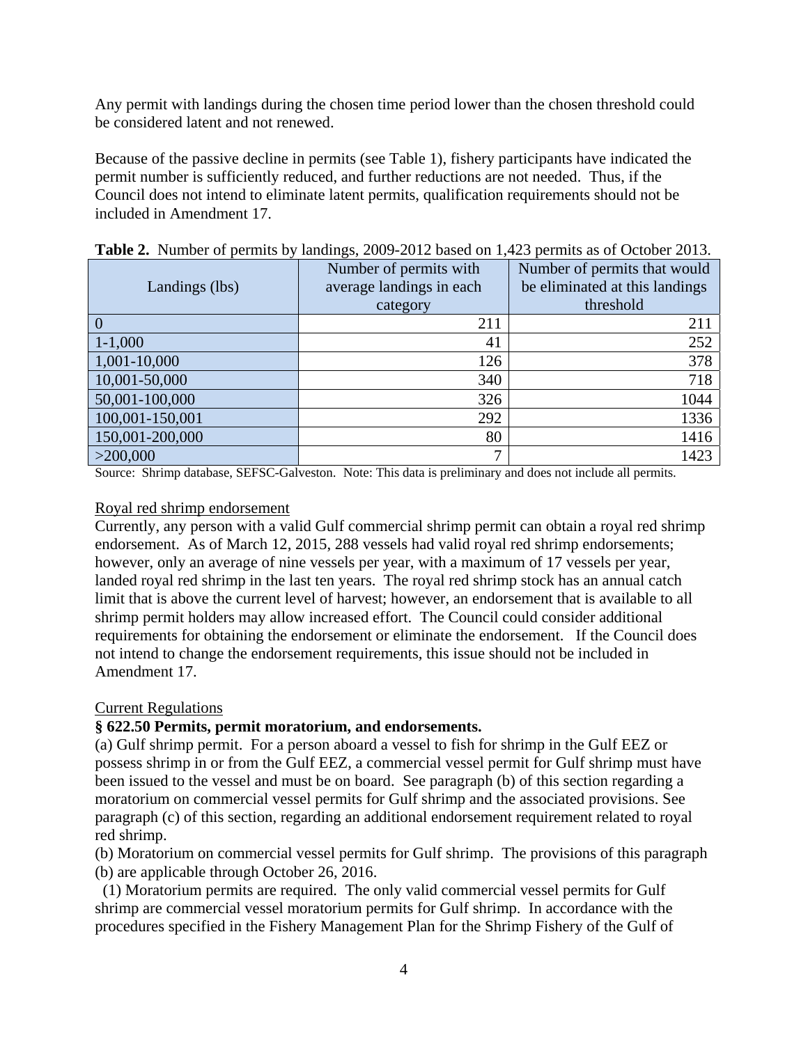Any permit with landings during the chosen time period lower than the chosen threshold could be considered latent and not renewed.

Because of the passive decline in permits (see Table 1), fishery participants have indicated the permit number is sufficiently reduced, and further reductions are not needed. Thus, if the Council does not intend to eliminate latent permits, qualification requirements should not be included in Amendment 17.

**Table 2.** Number of permits by landings, 2009-2012 based on 1,423 permits as of October 2013.

| Landings (lbs) | Number of permits with average landings in each category | Number of permits that would be eliminated at this landings threshold |
|---|---|---|
| 0 | 211 | 211 |
| 1-1,000 | 41 | 252 |
| 1,001-10,000 | 126 | 378 |
| 10,001-50,000 | 340 | 718 |
| 50,001-100,000 | 326 | 1044 |
| 100,001-150,001 | 292 | 1336 |
| 150,001-200,000 | 80 | 1416 |
| >200,000 | 7 | 1423 |

Source: Shrimp database, SEFSC-Galveston. Note: This data is preliminary and does not include all permits.

Royal red shrimp endorsement

Currently, any person with a valid Gulf commercial shrimp permit can obtain a royal red shrimp endorsement. As of March 12, 2015, 288 vessels had valid royal red shrimp endorsements; however, only an average of nine vessels per year, with a maximum of 17 vessels per year, landed royal red shrimp in the last ten years. The royal red shrimp stock has an annual catch limit that is above the current level of harvest; however, an endorsement that is available to all shrimp permit holders may allow increased effort. The Council could consider additional requirements for obtaining the endorsement or eliminate the endorsement. If the Council does not intend to change the endorsement requirements, this issue should not be included in Amendment 17.

Current Regulations

**§ 622.50 Permits, permit moratorium, and endorsements.**

(a) Gulf shrimp permit. For a person aboard a vessel to fish for shrimp in the Gulf EEZ or possess shrimp in or from the Gulf EEZ, a commercial vessel permit for Gulf shrimp must have been issued to the vessel and must be on board. See paragraph (b) of this section regarding a moratorium on commercial vessel permits for Gulf shrimp and the associated provisions. See paragraph (c) of this section, regarding an additional endorsement requirement related to royal red shrimp.

(b) Moratorium on commercial vessel permits for Gulf shrimp. The provisions of this paragraph (b) are applicable through October 26, 2016.

(1) Moratorium permits are required. The only valid commercial vessel permits for Gulf shrimp are commercial vessel moratorium permits for Gulf shrimp. In accordance with the procedures specified in the Fishery Management Plan for the Shrimp Fishery of the Gulf of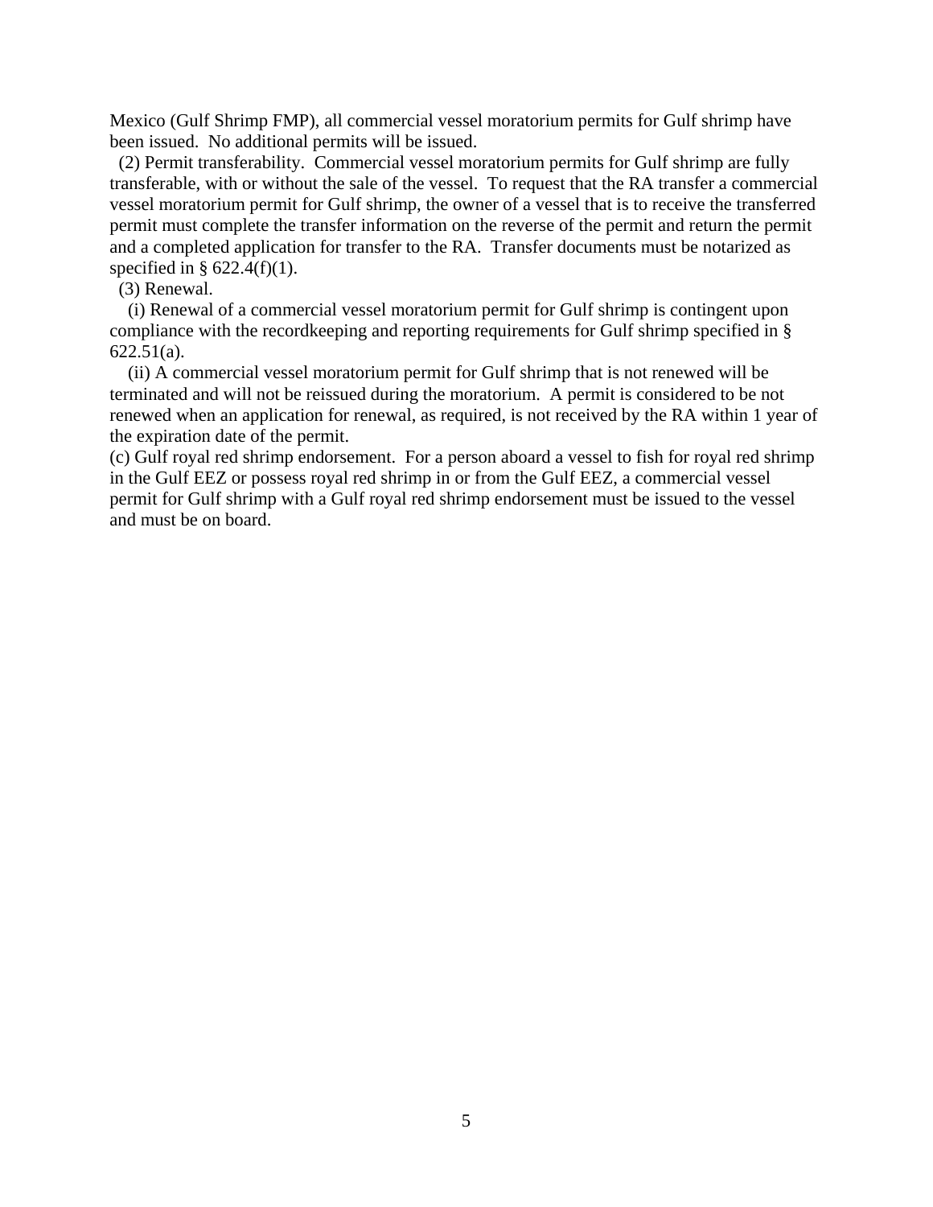Mexico (Gulf Shrimp FMP), all commercial vessel moratorium permits for Gulf shrimp have been issued. No additional permits will be issued.

(2) Permit transferability. Commercial vessel moratorium permits for Gulf shrimp are fully transferable, with or without the sale of the vessel. To request that the RA transfer a commercial vessel moratorium permit for Gulf shrimp, the owner of a vessel that is to receive the transferred permit must complete the transfer information on the reverse of the permit and return the permit and a completed application for transfer to the RA. Transfer documents must be notarized as specified in § 622.4(f)(1).

(3) Renewal.

(i) Renewal of a commercial vessel moratorium permit for Gulf shrimp is contingent upon compliance with the recordkeeping and reporting requirements for Gulf shrimp specified in § 622.51(a).

(ii) A commercial vessel moratorium permit for Gulf shrimp that is not renewed will be terminated and will not be reissued during the moratorium. A permit is considered to be not renewed when an application for renewal, as required, is not received by the RA within 1 year of the expiration date of the permit.

(c) Gulf royal red shrimp endorsement. For a person aboard a vessel to fish for royal red shrimp in the Gulf EEZ or possess royal red shrimp in or from the Gulf EEZ, a commercial vessel permit for Gulf shrimp with a Gulf royal red shrimp endorsement must be issued to the vessel and must be on board.